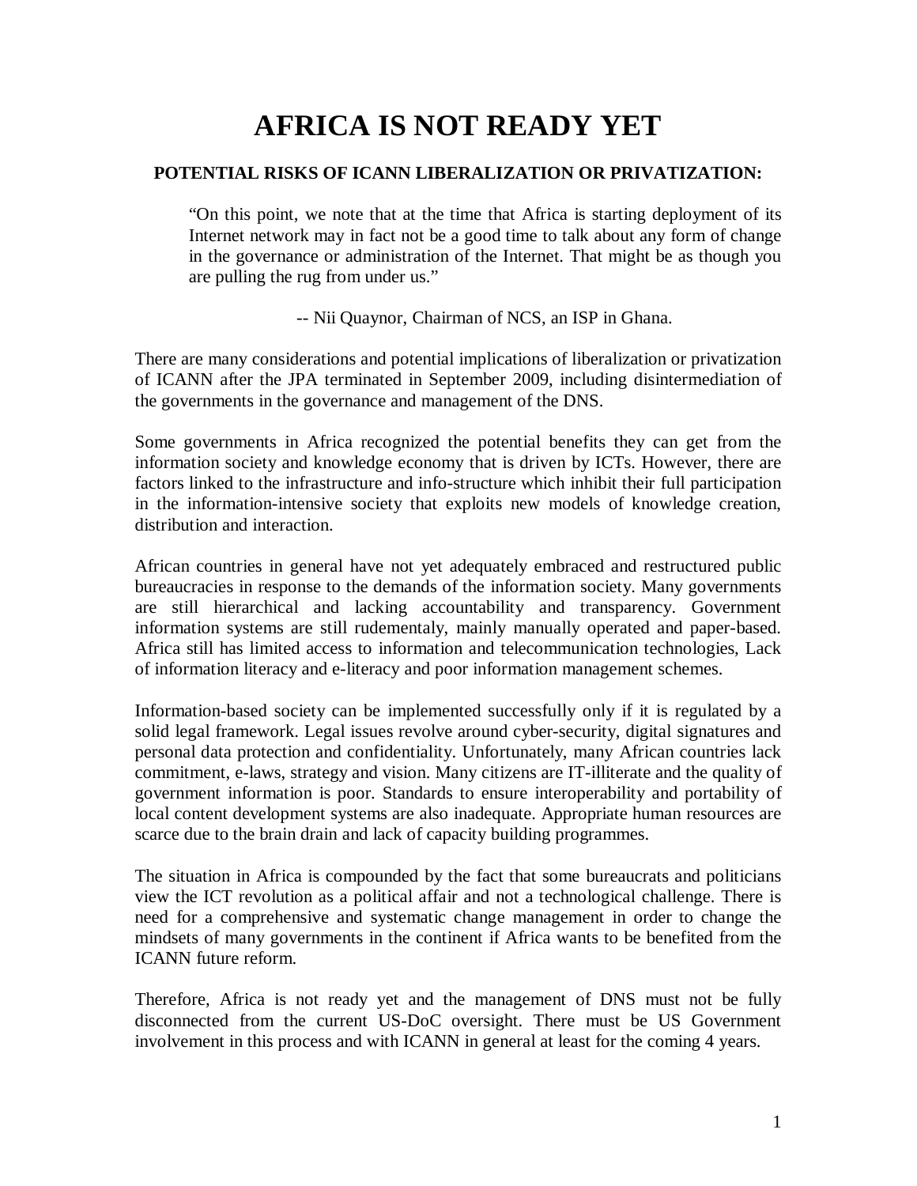# AFRICA IS NOT READY YET

## POTENTIAL RISKS OF ICANN LIBERALIZATION OR PRIVATIZATION:

> "On this point, we note that at the time that Africa is starting deployment of its Internet network may in fact not be a good time to talk about any form of change in the governance or administration of the Internet. That might be as though you are pulling the rug from under us."
>
> -- Nii Quaynor, Chairman of NCS, an ISP in Ghana.

There are many considerations and potential implications of liberalization or privatization of ICANN after the JPA terminated in September 2009, including disintermediation of the governments in the governance and management of the DNS.

Some governments in Africa recognized the potential benefits they can get from the information society and knowledge economy that is driven by ICTs. However, there are factors linked to the infrastructure and info-structure which inhibit their full participation in the information-intensive society that exploits new models of knowledge creation, distribution and interaction.

African countries in general have not yet adequately embraced and restructured public bureaucracies in response to the demands of the information society. Many governments are still hierarchical and lacking accountability and transparency. Government information systems are still rudementaly, mainly manually operated and paper-based. Africa still has limited access to information and telecommunication technologies, Lack of information literacy and e-literacy and poor information management schemes.

Information-based society can be implemented successfully only if it is regulated by a solid legal framework. Legal issues revolve around cyber-security, digital signatures and personal data protection and confidentiality. Unfortunately, many African countries lack commitment, e-laws, strategy and vision. Many citizens are IT-illiterate and the quality of government information is poor. Standards to ensure interoperability and portability of local content development systems are also inadequate. Appropriate human resources are scarce due to the brain drain and lack of capacity building programmes.

The situation in Africa is compounded by the fact that some bureaucrats and politicians view the ICT revolution as a political affair and not a technological challenge. There is need for a comprehensive and systematic change management in order to change the mindsets of many governments in the continent if Africa wants to be benefited from the ICANN future reform.

Therefore, Africa is not ready yet and the management of DNS must not be fully disconnected from the current US-DoC oversight. There must be US Government involvement in this process and with ICANN in general at least for the coming 4 years.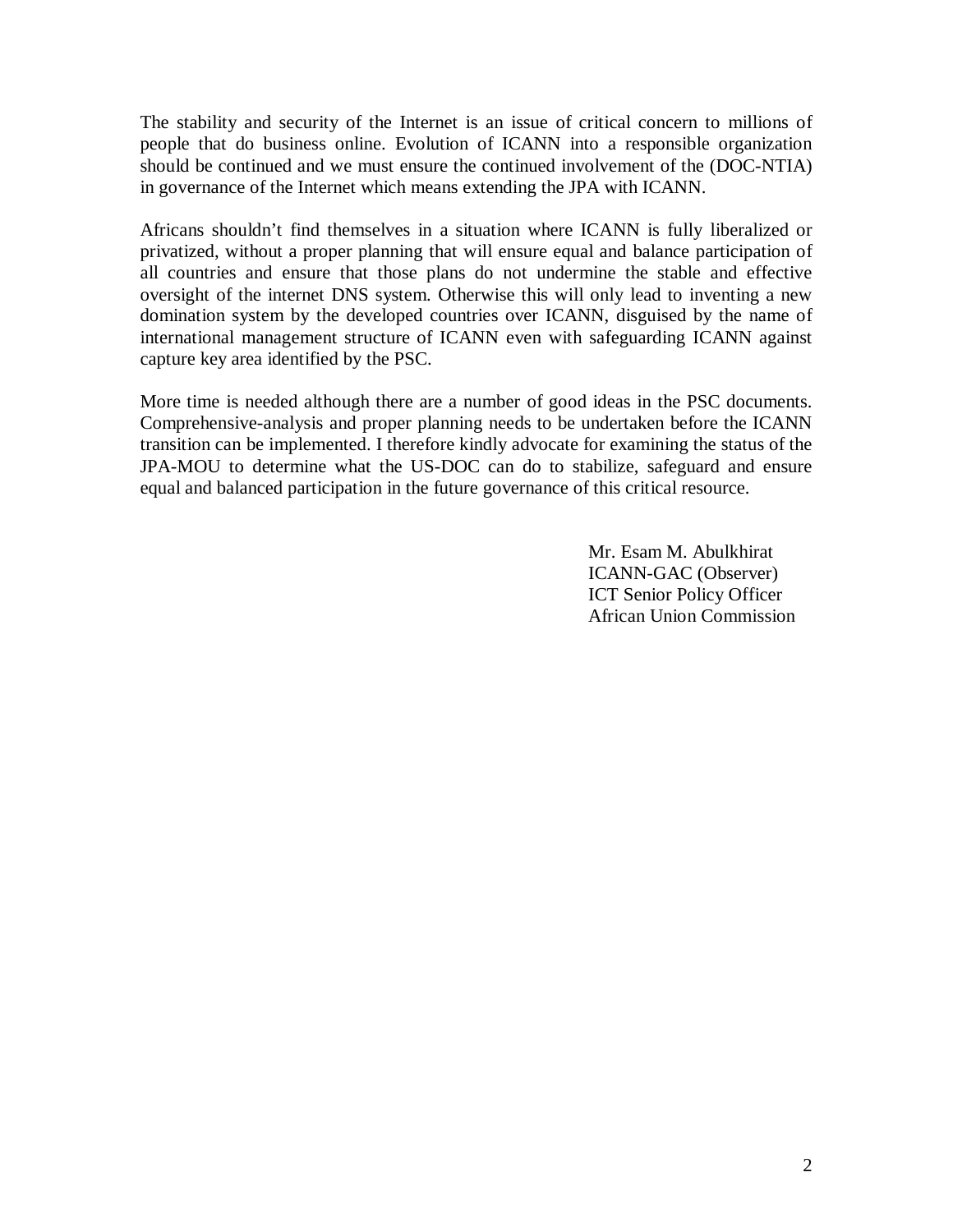The stability and security of the Internet is an issue of critical concern to millions of people that do business online. Evolution of ICANN into a responsible organization should be continued and we must ensure the continued involvement of the (DOC-NTIA) in governance of the Internet which means extending the JPA with ICANN.

Africans shouldn't find themselves in a situation where ICANN is fully liberalized or privatized, without a proper planning that will ensure equal and balance participation of all countries and ensure that those plans do not undermine the stable and effective oversight of the internet DNS system. Otherwise this will only lead to inventing a new domination system by the developed countries over ICANN, disguised by the name of international management structure of ICANN even with safeguarding ICANN against capture key area identified by the PSC.

More time is needed although there are a number of good ideas in the PSC documents. Comprehensive-analysis and proper planning needs to be undertaken before the ICANN transition can be implemented. I therefore kindly advocate for examining the status of the JPA-MOU to determine what the US-DOC can do to stabilize, safeguard and ensure equal and balanced participation in the future governance of this critical resource.

Mr. Esam M. Abulkhirat
ICANN-GAC (Observer)
ICT Senior Policy Officer
African Union Commission